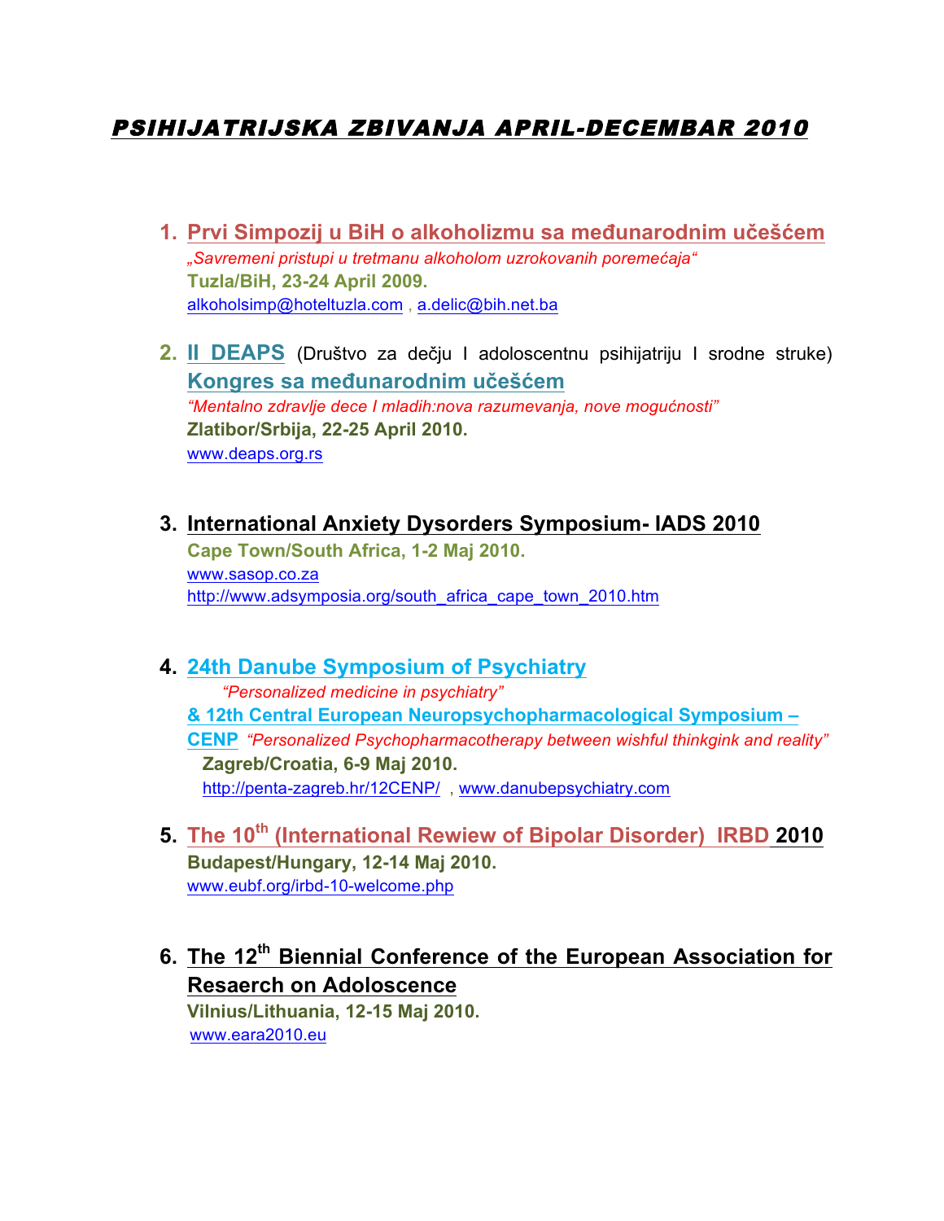# PSIHIJATRIJSKA ZBIVANJA APRIL-DECEMBAR 2010

1. **Prvi Simpozij u BiH o alkoholizmu sa međunarodnim učešćem**
   *„Savremeni pristupi u tretmanu alkoholom uzrokovanih poremećaja"*
   **Tuzla/BiH, 23-24 April 2009.**
   alkoholsimp@hoteltuzla.com , a.delic@bih.net.ba

2. **II DEAPS** (Društvo za dečju I adoloscentnu psihijatriju I srodne struke) **Kongres sa međunarodnim učešćem**
   *"Mentalno zdravlje dece I mladih:nova razumevanja, nove mogućnosti"*
   **Zlatibor/Srbija, 22-25 April 2010.**
   www.deaps.org.rs

3. **International Anxiety Dysorders Symposium- IADS 2010**
   **Cape Town/South Africa, 1-2 Maj 2010.**
   www.sasop.co.za
   http://www.adsymposia.org/south_africa_cape_town_2010.htm

4. **24th Danube Symposium of Psychiatry**
   *"Personalized medicine in psychiatry"*
   **& 12th Central European Neuropsychopharmacological Symposium – CENP** *"Personalized Psychopharmacotherapy between wishful thinkgink and reality"*
   **Zagreb/Croatia, 6-9 Maj 2010.**
   http://penta-zagreb.hr/12CENP/ , www.danubepsychiatry.com

5. **The 10th (International Rewiew of Bipolar Disorder) IRBD 2010**
   **Budapest/Hungary, 12-14 Maj 2010.**
   www.eubf.org/irbd-10-welcome.php

6. **The 12th Biennial Conference of the European Association for Resaerch on Adoloscence**
   **Vilnius/Lithuania, 12-15 Maj 2010.**
   www.eara2010.eu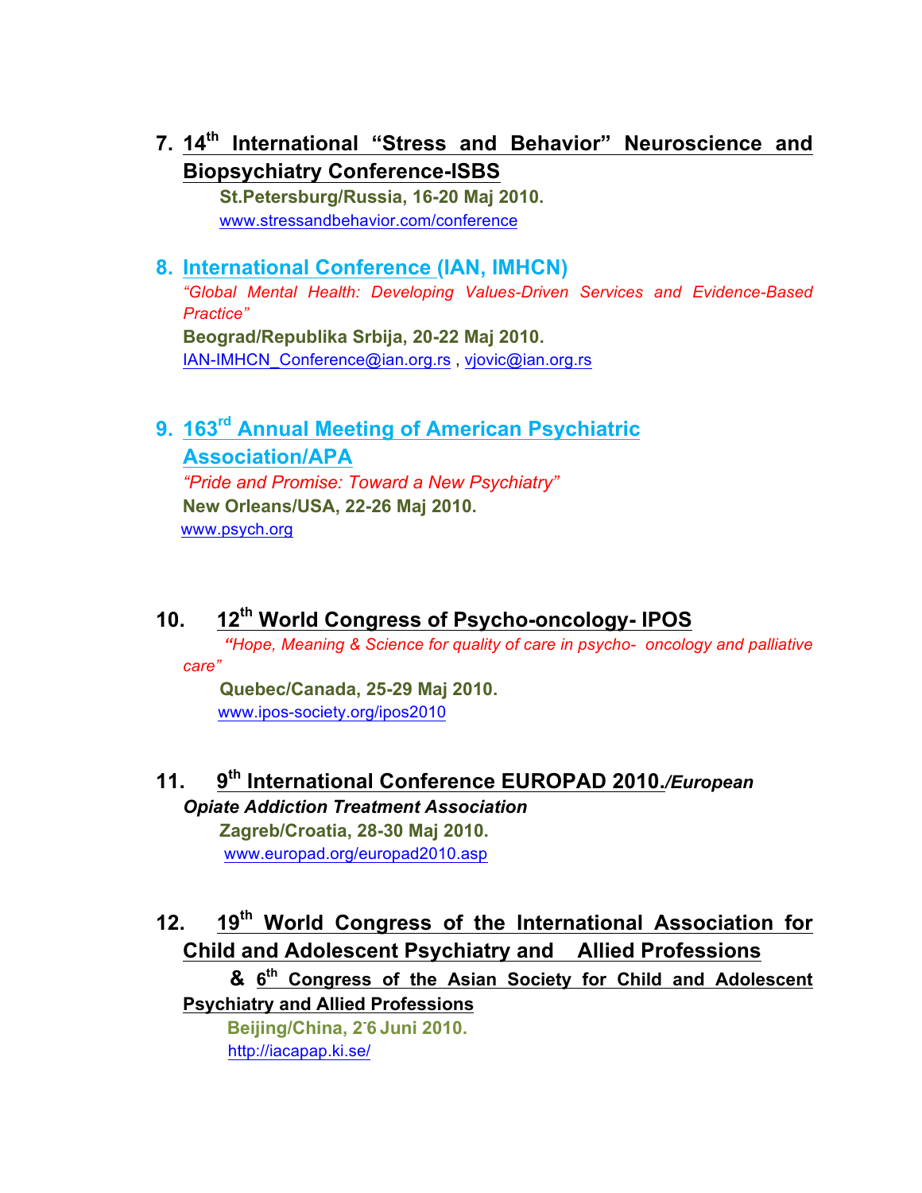7. **14th International "Stress and Behavior" Neuroscience and Biopsychiatry Conference-ISBS**
   **St.Petersburg/Russia, 16-20 Maj 2010.**
   www.stressandbehavior.com/conference

8. **International Conference (IAN, IMHCN)**
   *"Global Mental Health: Developing Values-Driven Services and Evidence-Based Practice"*
   **Beograd/Republika Srbija, 20-22 Maj 2010.**
   IAN-IMHCN_Conference@ian.org.rs , vjovic@ian.org.rs

9. **163rd Annual Meeting of American Psychiatric Association/APA**
   *"Pride and Promise: Toward a New Psychiatry"*
   **New Orleans/USA, 22-26 Maj 2010.**
   www.psych.org

10. **12th World Congress of Psycho-oncology- IPOS**
    *"Hope, Meaning & Science for quality of care in psycho- oncology and palliative care"*
    **Quebec/Canada, 25-29 Maj 2010.**
    www.ipos-society.org/ipos2010

11. **9th International Conference EUROPAD 2010./*European Opiate Addiction Treatment Association***
    **Zagreb/Croatia, 28-30 Maj 2010.**
    www.europad.org/europad2010.asp

12. **19th World Congress of the International Association for Child and Adolescent Psychiatry and Allied Professions**
    **& 6th Congress of the Asian Society for Child and Adolescent Psychiatry and Allied Professions**
    **Beijing/China, 2-6 Juni 2010.**
    http://iacapap.ki.se/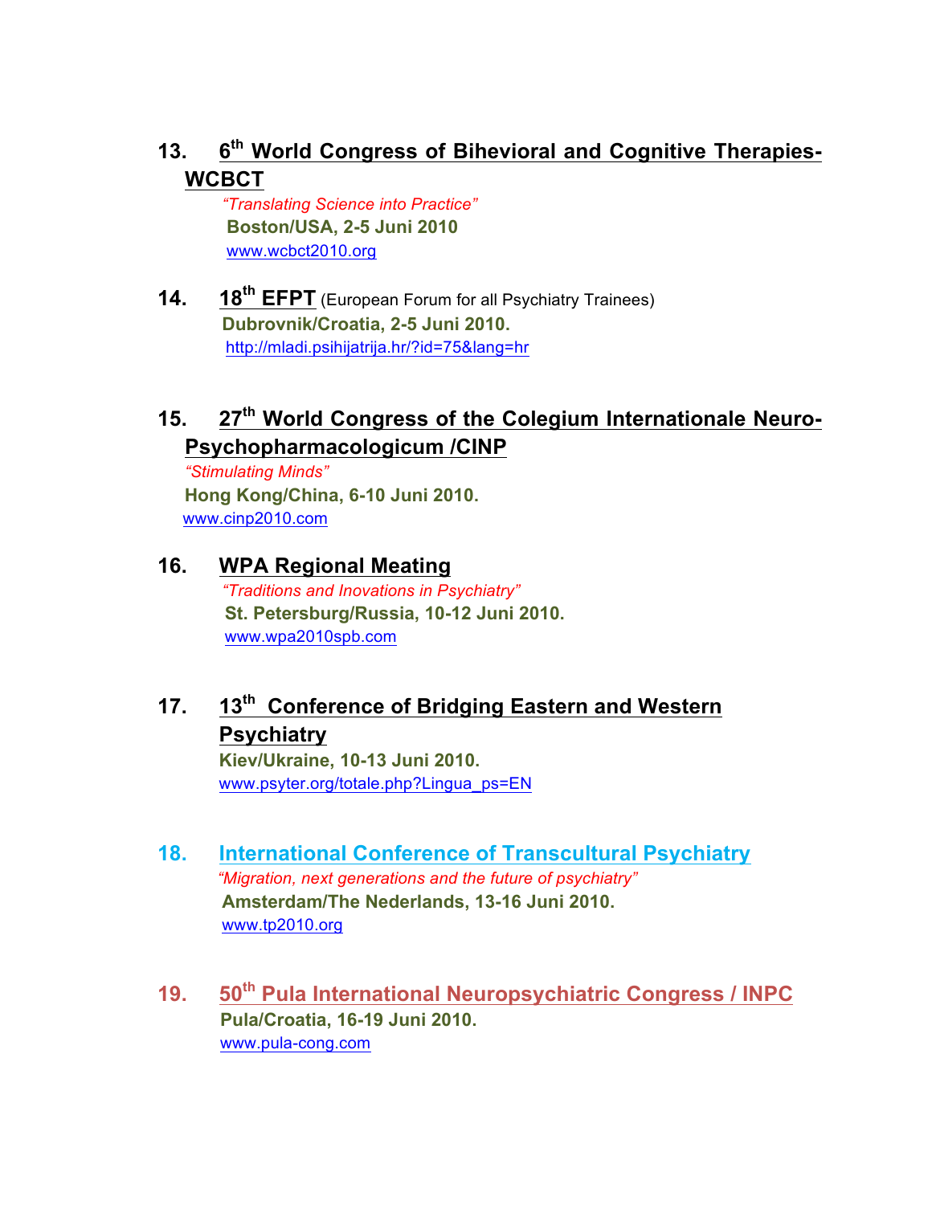13. **6th World Congress of Bihevioral and Cognitive Therapies- WCBCT**

*"Translating Science into Practice"*
**Boston/USA, 2-5 Juni 2010**
www.wcbct2010.org

14. **18th EFPT** (European Forum for all Psychiatry Trainees)
**Dubrovnik/Croatia, 2-5 Juni 2010.**
http://mladi.psihijatrija.hr/?id=75&lang=hr

15. **27th World Congress of the Colegium Internationale Neuro-Psychopharmacologicum /CINP**

*"Stimulating Minds"*
**Hong Kong/China, 6-10 Juni 2010.**
www.cinp2010.com

16. **WPA Regional Meating**

*"Traditions and Inovations in Psychiatry"*
**St. Petersburg/Russia, 10-12 Juni 2010.**
www.wpa2010spb.com

17. **13th Conference of Bridging Eastern and Western Psychiatry**

**Kiev/Ukraine, 10-13 Juni 2010.**
www.psyter.org/totale.php?Lingua_ps=EN

18. **International Conference of Transcultural Psychiatry**

*"Migration, next generations and the future of psychiatry"*
**Amsterdam/The Nederlands, 13-16 Juni 2010.**
www.tp2010.org

19. **50th Pula International Neuropsychiatric Congress / INPC**

**Pula/Croatia, 16-19 Juni 2010.**
www.pula-cong.com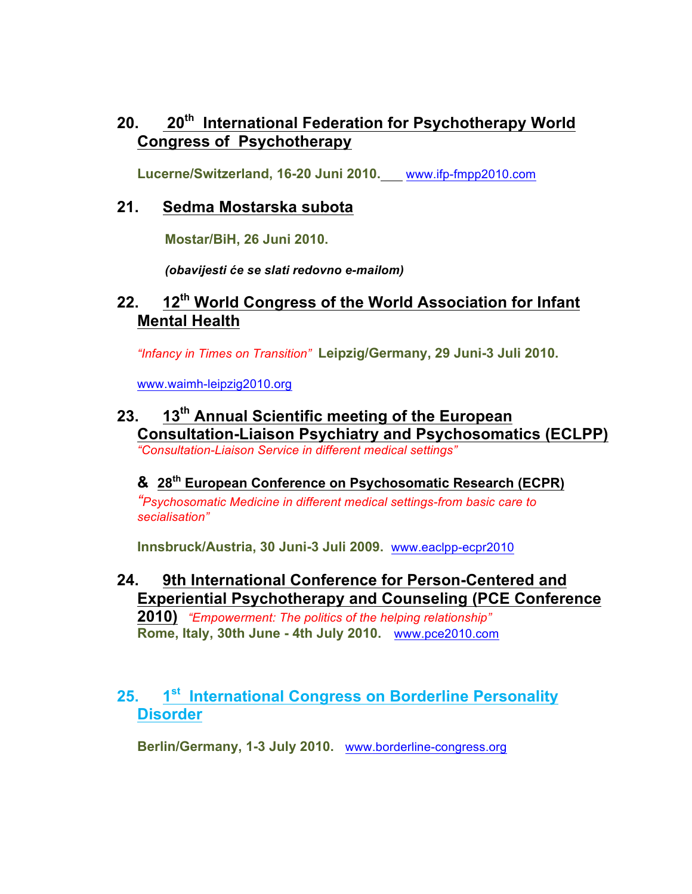## 20. 20th International Federation for Psychotherapy World Congress of Psychotherapy

**Lucerne/Switzerland, 16-20 Juni 2010.** www.ifp-fmpp2010.com

## 21. Sedma Mostarska subota

**Mostar/BiH, 26 Juni 2010.**

***(obavijesti će se slati redovno e-mailom)***

## 22. 12th World Congress of the World Association for Infant Mental Health

*"Infancy in Times on Transition"* **Leipzig/Germany, 29 Juni-3 Juli 2010.**

www.waimh-leipzig2010.org

## 23. 13th Annual Scientific meeting of the European Consultation-Liaison Psychiatry and Psychosomatics (ECLPP)

*"Consultation-Liaison Service in different medical settings"*

**& 28th European Conference on Psychosomatic Research (ECPR)**

*"Psychosomatic Medicine in different medical settings-from basic care to socialisation"*

**Innsbruck/Austria, 30 Juni-3 Juli 2009.** www.eaclpp-ecpr2010

## 24. 9th International Conference for Person-Centered and Experiential Psychotherapy and Counseling (PCE Conference 2010)

*"Empowerment: The politics of the helping relationship"*
**Rome, Italy, 30th June - 4th July 2010.** www.pce2010.com

## 25. 1st International Congress on Borderline Personality Disorder

**Berlin/Germany, 1-3 July 2010.** www.borderline-congress.org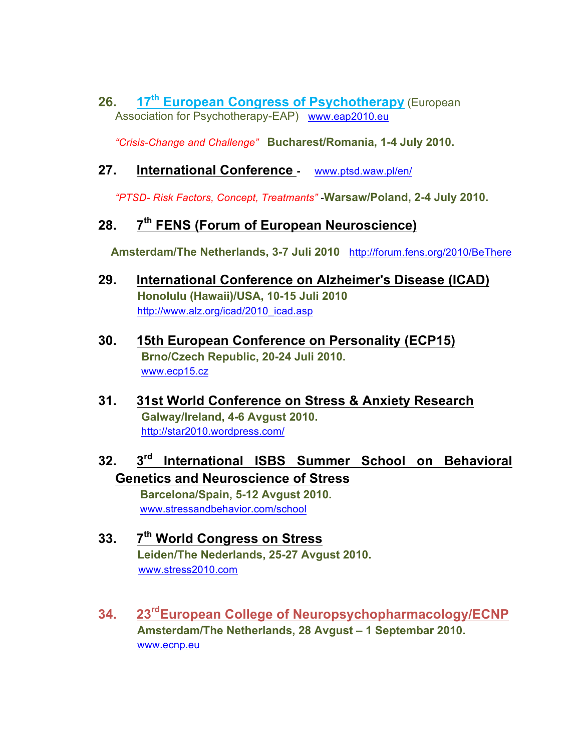**26. 17th European Congress of Psychotherapy** (European Association for Psychotherapy-EAP) www.eap2010.eu

*"Crisis-Change and Challenge"* **Bucharest/Romania, 1-4 July 2010.**

**27. International Conference** - www.ptsd.waw.pl/en/

*"PTSD- Risk Factors, Concept, Treatmants"* -**Warsaw/Poland, 2-4 July 2010.**

**28. 7th FENS (Forum of European Neuroscience)**

**Amsterdam/The Netherlands, 3-7 Juli 2010** http://forum.fens.org/2010/BeThere

**29. International Conference on Alzheimer's Disease (ICAD)**
**Honolulu (Hawaii)/USA, 10-15 Juli 2010**
http://www.alz.org/icad/2010_icad.asp

**30. 15th European Conference on Personality (ECP15)**
**Brno/Czech Republic, 20-24 Juli 2010.**
www.ecp15.cz

**31. 31st World Conference on Stress & Anxiety Research**
**Galway/Ireland, 4-6 Avgust 2010.**
http://star2010.wordpress.com/

**32. 3rd International ISBS Summer School on Behavioral Genetics and Neuroscience of Stress**
**Barcelona/Spain, 5-12 Avgust 2010.**
www.stressandbehavior.com/school

**33. 7th World Congress on Stress**
**Leiden/The Nederlands, 25-27 Avgust 2010.**
www.stress2010.com

**34. 23rd European College of Neuropsychopharmacology/ECNP**
**Amsterdam/The Netherlands, 28 Avgust – 1 Septembar 2010.**
www.ecnp.eu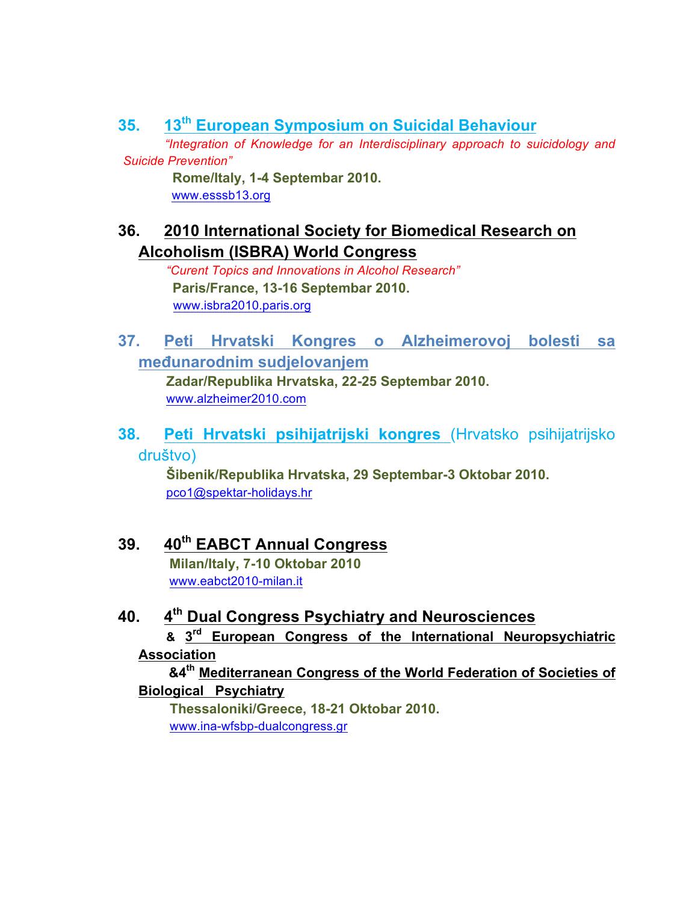35. **13th European Symposium on Suicidal Behaviour**

*"Integration of Knowledge for an Interdisciplinary approach to suicidology and Suicide Prevention"*

**Rome/Italy, 1-4 Septembar 2010.**

www.esssb13.org

36. **2010 International Society for Biomedical Research on Alcoholism (ISBRA) World Congress**

*"Curent Topics and Innovations in Alcohol Research"*

**Paris/France, 13-16 Septembar 2010.**

www.isbra2010.paris.org

37. **Peti Hrvatski Kongres o Alzheimerovoj bolesti sa međunarodnim sudjelovanjem**

**Zadar/Republika Hrvatska, 22-25 Septembar 2010.**

www.alzheimer2010.com

38. **Peti Hrvatski psihijatrijski kongres** (Hrvatsko psihijatrijsko društvo)

**Šibenik/Republika Hrvatska, 29 Septembar-3 Oktobar 2010.**

pco1@spektar-holidays.hr

39. **40th EABCT Annual Congress**

**Milan/Italy, 7-10 Oktobar 2010**

www.eabct2010-milan.it

40. **4th Dual Congress Psychiatry and Neurosciences**

**& 3rd European Congress of the International Neuropsychiatric Association**

**&4th Mediterranean Congress of the World Federation of Societies of Biological Psychiatry**

**Thessaloniki/Greece, 18-21 Oktobar 2010.**

www.ina-wfsbp-dualcongress.gr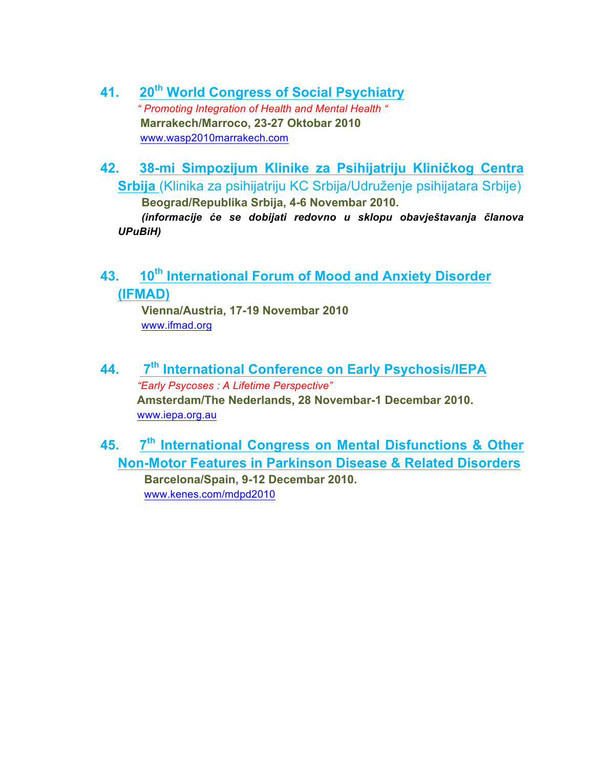41. **20th World Congress of Social Psychiatry**

*" Promoting Integration of Health and Mental Health "*

**Marrakech/Marroco, 23-27 Oktobar 2010**

www.wasp2010marrakech.com

42. **38-mi Simpozijum Klinike za Psihijatriju Kliničkog Centra Srbija** (Klinika za psihijatriju KC Srbija/Udruženje psihijatara Srbije)

**Beograd/Republika Srbija, 4-6 Novembar 2010.**

***(informacije će se dobijati redovno u sklopu obavještavanja članova UPuBiH)***

43. **10th International Forum of Mood and Anxiety Disorder (IFMAD)**

**Vienna/Austria, 17-19 Novembar 2010**

www.ifmad.org

44. **7th International Conference on Early Psychosis/IEPA**

*"Early Psycoses : A Lifetime Perspective"*

**Amsterdam/The Nederlands, 28 Novembar-1 Decembar 2010.**

www.iepa.org.au

45. **7th International Congress on Mental Disfunctions & Other Non-Motor Features in Parkinson Disease & Related Disorders**

**Barcelona/Spain, 9-12 Decembar 2010.**

www.kenes.com/mdpd2010